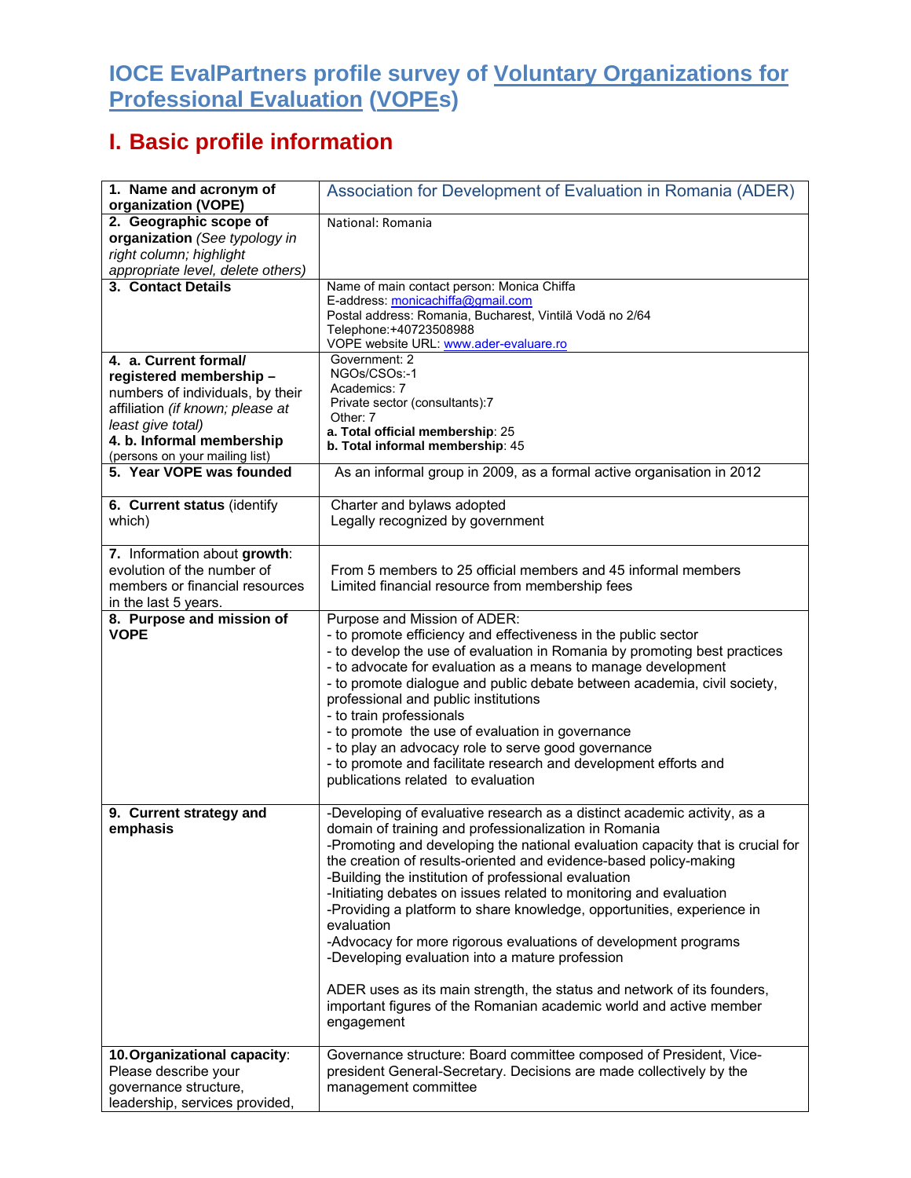# IOCE EvalPartners profile survey of Voluntary Organizations for Professional Evaluation (VOPEs)

## I. Basic profile information

| | |
|---|---|
| **1. Name and acronym of organization (VOPE)** | Association for Development of Evaluation in Romania (ADER) |
| **2. Geographic scope of organization** *(See typology in right column; highlight appropriate level, delete others)* | National: Romania |
| **3. Contact Details** | Name of main contact person: Monica Chiffa<br>E-address: monicachiffa@gmail.com<br>Postal address: Romania, Bucharest, Vintilă Vodă no 2/64<br>Telephone:+40723508988<br>VOPE website URL: www.ader-evaluare.ro |
| **4. a. Current formal/ registered membership –** numbers of individuals, by their affiliation *(if known; please at least give total)*<br>**4. b. Informal membership** (persons on your mailing list) | Government: 2<br>NGOs/CSOs:-1<br>Academics: 7<br>Private sector (consultants):7<br>Other: 7<br>**a. Total official membership**: 25<br>**b. Total informal membership**: 45 |
| **5. Year VOPE was founded** | As an informal group in 2009, as a formal active organisation in 2012 |
| **6. Current status** (identify which) | Charter and bylaws adopted<br>Legally recognized by government |
| **7.** Information about **growth**: evolution of the number of members or financial resources in the last 5 years. | From 5 members to 25 official members and 45 informal members<br>Limited financial resource from membership fees |
| **8. Purpose and mission of VOPE** | Purpose and Mission of ADER:<br>- to promote efficiency and effectiveness in the public sector<br>- to develop the use of evaluation in Romania by promoting best practices<br>- to advocate for evaluation as a means to manage development<br>- to promote dialogue and public debate between academia, civil society, professional and public institutions<br>- to train professionals<br>- to promote the use of evaluation in governance<br>- to play an advocacy role to serve good governance<br>- to promote and facilitate research and development efforts and publications related to evaluation |
| **9. Current strategy and emphasis** | -Developing of evaluative research as a distinct academic activity, as a domain of training and professionalization in Romania<br>-Promoting and developing the national evaluation capacity that is crucial for the creation of results-oriented and evidence-based policy-making<br>-Building the institution of professional evaluation<br>-Initiating debates on issues related to monitoring and evaluation<br>-Providing a platform to share knowledge, opportunities, experience in evaluation<br>-Advocacy for more rigorous evaluations of development programs<br>-Developing evaluation into a mature profession<br><br>ADER uses as its main strength, the status and network of its founders, important figures of the Romanian academic world and active member engagement |
| **10. Organizational capacity**: Please describe your governance structure, leadership, services provided, | Governance structure: Board committee composed of President, Vice-president General-Secretary. Decisions are made collectively by the management committee |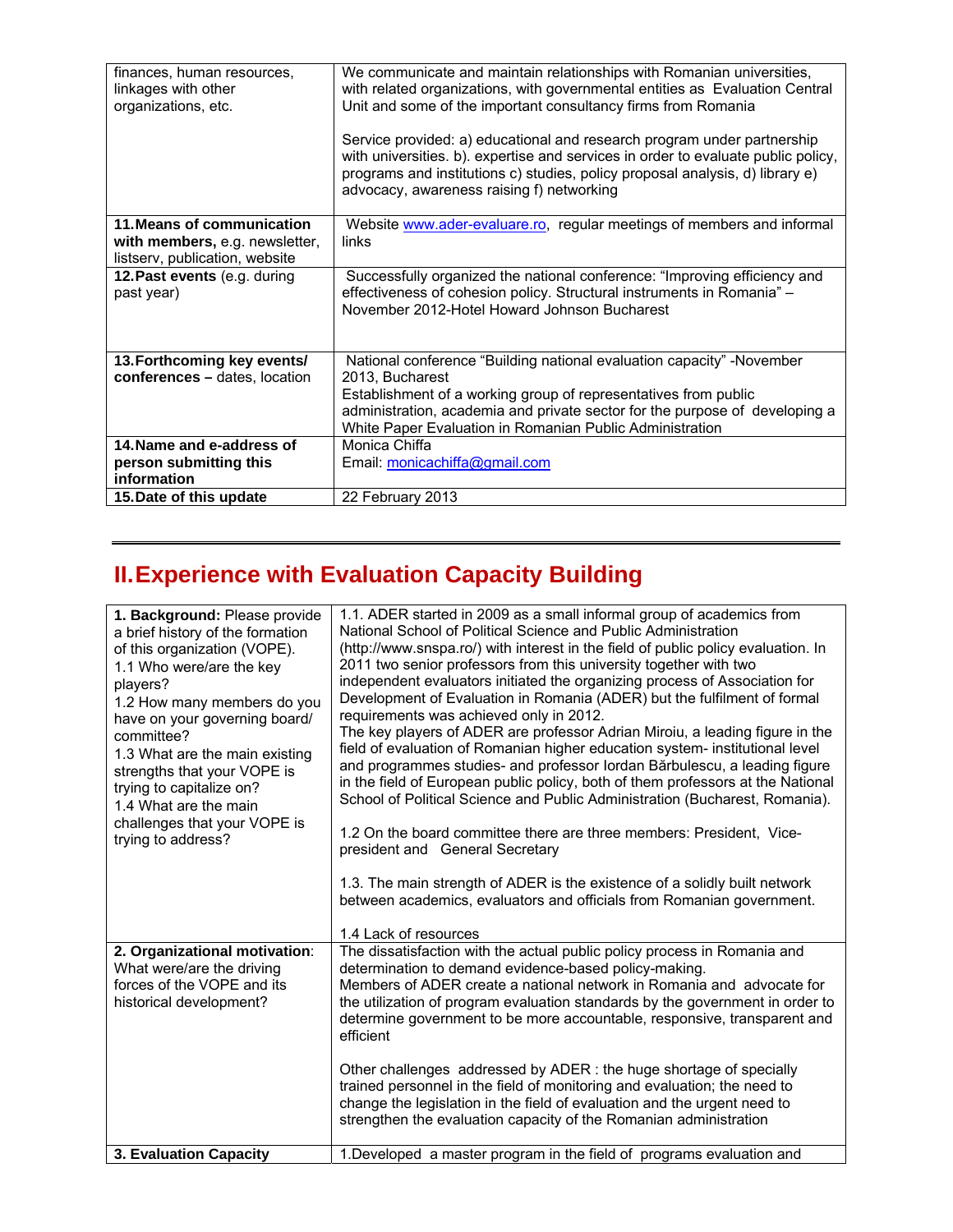| | |
|---|---|
| finances, human resources, linkages with other organizations, etc. | We communicate and maintain relationships with Romanian universities, with related organizations, with governmental entities as Evaluation Central Unit and some of the important consultancy firms from Romania<br><br>Service provided: a) educational and research program under partnership with universities. b). expertise and services in order to evaluate public policy, programs and institutions c) studies, policy proposal analysis, d) library e) advocacy, awareness raising f) networking |
| **11.Means of communication with members,** e.g. newsletter, listserv, publication, website | Website www.ader-evaluare.ro, regular meetings of members and informal links |
| **12.Past events** (e.g. during past year) | Successfully organized the national conference: "Improving efficiency and effectiveness of cohesion policy. Structural instruments in Romania" – November 2012-Hotel Howard Johnson Bucharest |
| **13.Forthcoming key events/ conferences –** dates, location | National conference "Building national evaluation capacity" -November 2013, Bucharest<br>Establishment of a working group of representatives from public administration, academia and private sector for the purpose of developing a White Paper Evaluation in Romanian Public Administration |
| **14.Name and e-address of person submitting this information** | Monica Chiffa<br>Email: monicachiffa@gmail.com |
| **15.Date of this update** | 22 February 2013 |

# II.Experience with Evaluation Capacity Building

| | |
|---|---|
| **1. Background:** Please provide a brief history of the formation of this organization (VOPE).<br>1.1 Who were/are the key players?<br>1.2 How many members do you have on your governing board/ committee?<br>1.3 What are the main existing strengths that your VOPE is trying to capitalize on?<br>1.4 What are the main challenges that your VOPE is trying to address? | 1.1. ADER started in 2009 as a small informal group of academics from National School of Political Science and Public Administration (http://www.snspa.ro/) with interest in the field of public policy evaluation. In 2011 two senior professors from this university together with two independent evaluators initiated the organizing process of Association for Development of Evaluation in Romania (ADER) but the fulfilment of formal requirements was achieved only in 2012.<br>The key players of ADER are professor Adrian Miroiu, a leading figure in the field of evaluation of Romanian higher education system- institutional level and programmes studies- and professor Iordan Bărbulescu, a leading figure in the field of European public policy, both of them professors at the National School of Political Science and Public Administration (Bucharest, Romania).<br><br>1.2 On the board committee there are three members: President, Vice-president and General Secretary<br><br>1.3. The main strength of ADER is the existence of a solidly built network between academics, evaluators and officials from Romanian government.<br><br>1.4 Lack of resources |
| **2. Organizational motivation**: What were/are the driving forces of the VOPE and its historical development? | The dissatisfaction with the actual public policy process in Romania and determination to demand evidence-based policy-making.<br>Members of ADER create a national network in Romania and advocate for the utilization of program evaluation standards by the government in order to determine government to be more accountable, responsive, transparent and efficient<br><br>Other challenges addressed by ADER : the huge shortage of specially trained personnel in the field of monitoring and evaluation; the need to change the legislation in the field of evaluation and the urgent need to strengthen the evaluation capacity of the Romanian administration |
| **3. Evaluation Capacity** | 1.Developed a master program in the field of programs evaluation and |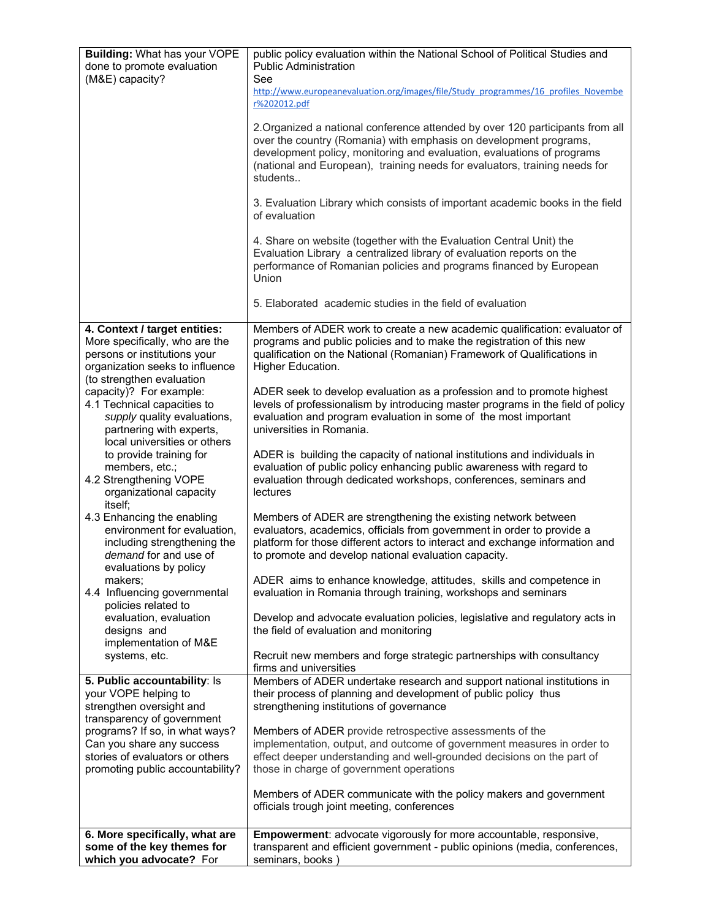| | |
|---|---|
| **Building:** What has your VOPE done to promote evaluation (M&E) capacity? | public policy evaluation within the National School of Political Studies and Public Administration<br>See<br>http://www.europeanevaluation.org/images/file/Study_programmes/16_profiles_November%202012.pdf<br><br>2.Organized a national conference attended by over 120 participants from all over the country (Romania) with emphasis on development programs, development policy, monitoring and evaluation, evaluations of programs (national and European), training needs for evaluators, training needs for students..<br><br>3. Evaluation Library which consists of important academic books in the field of evaluation<br><br>4. Share on website (together with the Evaluation Central Unit) the Evaluation Library a centralized library of evaluation reports on the performance of Romanian policies and programs financed by European Union<br><br>5. Elaborated academic studies in the field of evaluation |
| **4. Context / target entities:** More specifically, who are the persons or institutions your organization seeks to influence (to strengthen evaluation capacity)? For example:<br>4.1 Technical capacities to *supply* quality evaluations, partnering with experts, local universities or others to provide training for members, etc.;<br>4.2 Strengthening VOPE organizational capacity itself;<br>4.3 Enhancing the enabling environment for evaluation, including strengthening the *demand* for and use of evaluations by policy makers;<br>4.4 Influencing governmental policies related to evaluation, evaluation designs and implementation of M&E systems, etc. | Members of ADER work to create a new academic qualification: evaluator of programs and public policies and to make the registration of this new qualification on the National (Romanian) Framework of Qualifications in Higher Education.<br><br>ADER seek to develop evaluation as a profession and to promote highest levels of professionalism by introducing master programs in the field of policy evaluation and program evaluation in some of the most important universities in Romania.<br><br>ADER is building the capacity of national institutions and individuals in evaluation of public policy enhancing public awareness with regard to evaluation through dedicated workshops, conferences, seminars and lectures<br><br>Members of ADER are strengthening the existing network between evaluators, academics, officials from government in order to provide a platform for those different actors to interact and exchange information and to promote and develop national evaluation capacity.<br><br>ADER aims to enhance knowledge, attitudes, skills and competence in evaluation in Romania through training, workshops and seminars<br><br>Develop and advocate evaluation policies, legislative and regulatory acts in the field of evaluation and monitoring<br><br>Recruit new members and forge strategic partnerships with consultancy firms and universities |
| **5. Public accountability**: Is your VOPE helping to strengthen oversight and transparency of government programs? If so, in what ways? Can you share any success stories of evaluators or others promoting public accountability? | Members of ADER undertake research and support national institutions in their process of planning and development of public policy thus strengthening institutions of governance<br><br>Members of ADER provide retrospective assessments of the implementation, output, and outcome of government measures in order to effect deeper understanding and well-grounded decisions on the part of those in charge of government operations<br><br>Members of ADER communicate with the policy makers and government officials trough joint meeting, conferences |
| **6. More specifically, what are some of the key themes for which you advocate?** For | **Empowerment**: advocate vigorously for more accountable, responsive, transparent and efficient government - public opinions (media, conferences, seminars, books ) |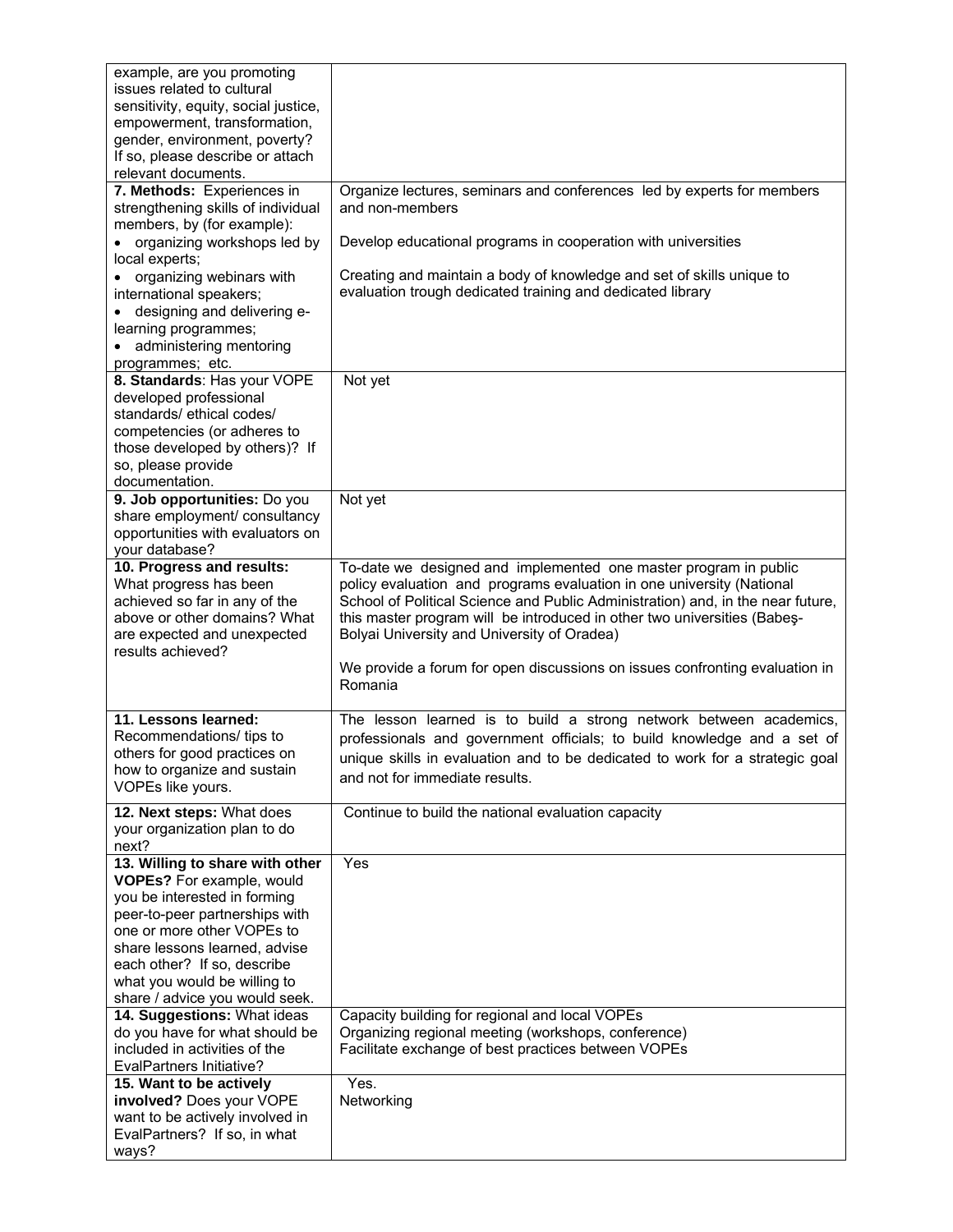| | |
|---|---|
| example, are you promoting issues related to cultural sensitivity, equity, social justice, empowerment, transformation, gender, environment, poverty? If so, please describe or attach relevant documents. | |
| **7. Methods:** Experiences in strengthening skills of individual members, by (for example):<br>• organizing workshops led by local experts;<br>• organizing webinars with international speakers;<br>• designing and delivering e-learning programmes;<br>• administering mentoring programmes; etc. | Organize lectures, seminars and conferences led by experts for members and non-members<br><br>Develop educational programs in cooperation with universities<br><br>Creating and maintain a body of knowledge and set of skills unique to evaluation trough dedicated training and dedicated library |
| **8. Standards**: Has your VOPE developed professional standards/ ethical codes/ competencies (or adheres to those developed by others)? If so, please provide documentation. | Not yet |
| **9. Job opportunities:** Do you share employment/ consultancy opportunities with evaluators on your database? | Not yet |
| **10. Progress and results:** What progress has been achieved so far in any of the above or other domains? What are expected and unexpected results achieved? | To-date we designed and implemented one master program in public policy evaluation and programs evaluation in one university (National School of Political Science and Public Administration) and, in the near future, this master program will be introduced in other two universities (Babeş-Bolyai University and University of Oradea)<br><br>We provide a forum for open discussions on issues confronting evaluation in Romania |
| **11. Lessons learned:** Recommendations/ tips to others for good practices on how to organize and sustain VOPEs like yours. | The lesson learned is to build a strong network between academics, professionals and government officials; to build knowledge and a set of unique skills in evaluation and to be dedicated to work for a strategic goal and not for immediate results. |
| **12. Next steps:** What does your organization plan to do next? | Continue to build the national evaluation capacity |
| **13. Willing to share with other VOPEs?** For example, would you be interested in forming peer-to-peer partnerships with one or more other VOPEs to share lessons learned, advise each other? If so, describe what you would be willing to share / advice you would seek. | Yes |
| **14. Suggestions:** What ideas do you have for what should be included in activities of the EvalPartners Initiative? | Capacity building for regional and local VOPEs<br>Organizing regional meeting (workshops, conference)<br>Facilitate exchange of best practices between VOPEs |
| **15. Want to be actively involved?** Does your VOPE want to be actively involved in EvalPartners? If so, in what ways? | Yes.<br>Networking |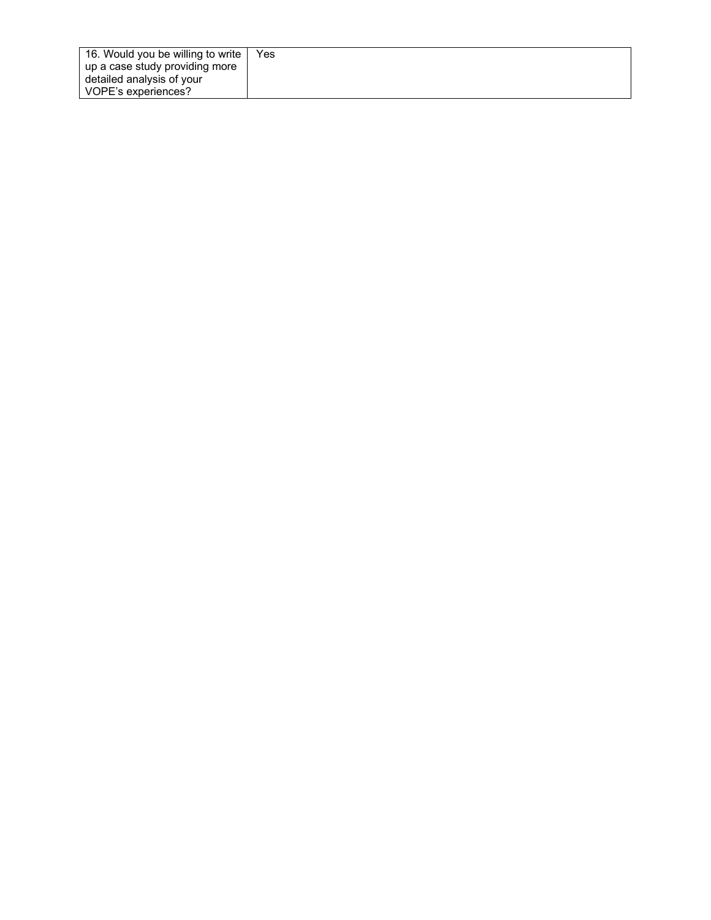| | |
|---|---|
| 16. Would you be willing to write up a case study providing more detailed analysis of your VOPE's experiences? | Yes |